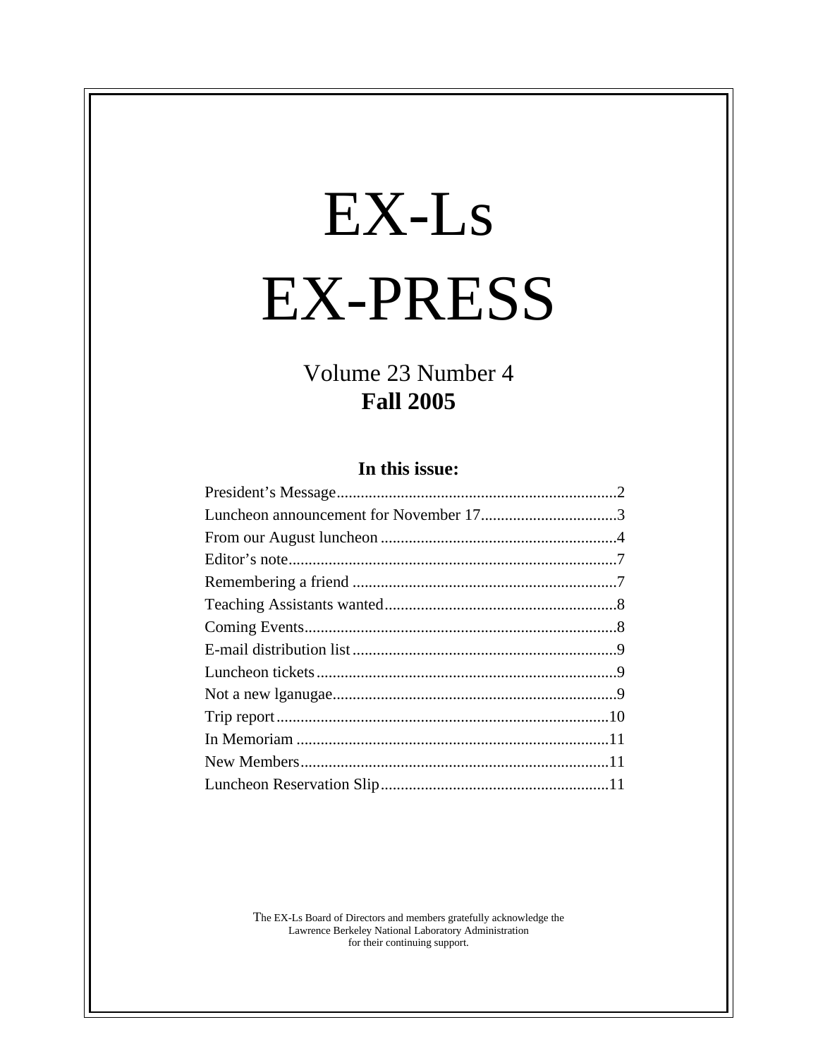# EX-Ls

# EX-PRESS

## Volume 23 Number 4
## **Fall 2005**

### In this issue:

| | |
|---|---|
| President's Message | 2 |
| Luncheon announcement for November 17 | 3 |
| From our August luncheon | 4 |
| Editor's note | 7 |
| Remembering a friend | 7 |
| Teaching Assistants wanted | 8 |
| Coming Events | 8 |
| E-mail distribution list | 9 |
| Luncheon tickets | 9 |
| Not a new lganugae | 9 |
| Trip report | 10 |
| In Memoriam | 11 |
| New Members | 11 |
| Luncheon Reservation Slip | 11 |

The EX-Ls Board of Directors and members gratefully acknowledge the Lawrence Berkeley National Laboratory Administration for their continuing support.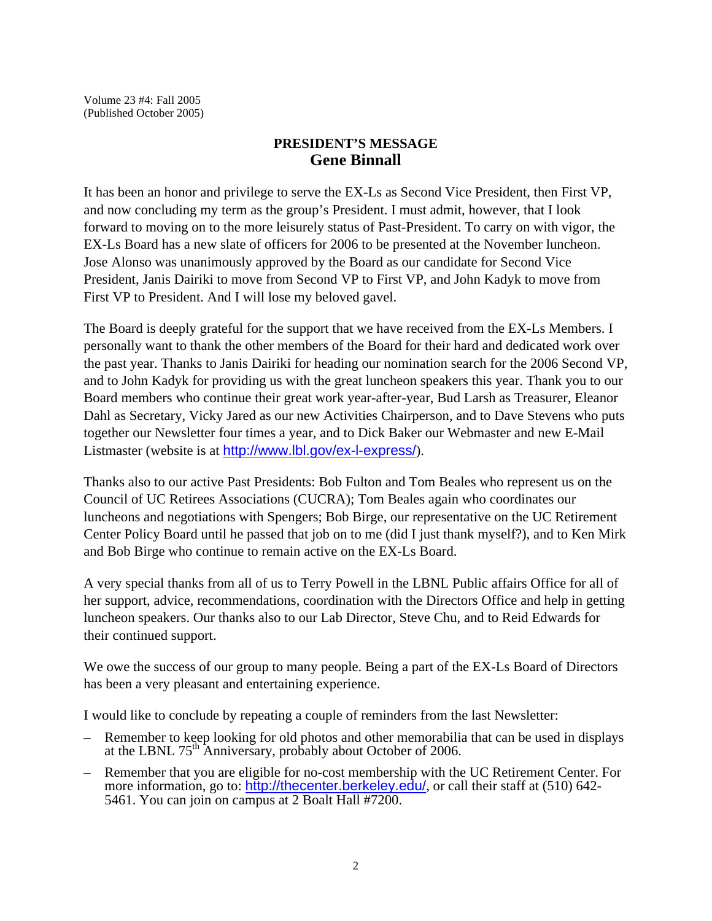Volume 23 #4: Fall 2005
(Published October 2005)

## PRESIDENT'S MESSAGE
### Gene Binnall

It has been an honor and privilege to serve the EX-Ls as Second Vice President, then First VP, and now concluding my term as the group's President. I must admit, however, that I look forward to moving on to the more leisurely status of Past-President. To carry on with vigor, the EX-Ls Board has a new slate of officers for 2006 to be presented at the November luncheon. Jose Alonso was unanimously approved by the Board as our candidate for Second Vice President, Janis Dairiki to move from Second VP to First VP, and John Kadyk to move from First VP to President. And I will lose my beloved gavel.

The Board is deeply grateful for the support that we have received from the EX-Ls Members. I personally want to thank the other members of the Board for their hard and dedicated work over the past year. Thanks to Janis Dairiki for heading our nomination search for the 2006 Second VP, and to John Kadyk for providing us with the great luncheon speakers this year. Thank you to our Board members who continue their great work year-after-year, Bud Larsh as Treasurer, Eleanor Dahl as Secretary, Vicky Jared as our new Activities Chairperson, and to Dave Stevens who puts together our Newsletter four times a year, and to Dick Baker our Webmaster and new E-Mail Listmaster (website is at http://www.lbl.gov/ex-l-express/).

Thanks also to our active Past Presidents: Bob Fulton and Tom Beales who represent us on the Council of UC Retirees Associations (CUCRA); Tom Beales again who coordinates our luncheons and negotiations with Spengers; Bob Birge, our representative on the UC Retirement Center Policy Board until he passed that job on to me (did I just thank myself?), and to Ken Mirk and Bob Birge who continue to remain active on the EX-Ls Board.

A very special thanks from all of us to Terry Powell in the LBNL Public affairs Office for all of her support, advice, recommendations, coordination with the Directors Office and help in getting luncheon speakers. Our thanks also to our Lab Director, Steve Chu, and to Reid Edwards for their continued support.

We owe the success of our group to many people. Being a part of the EX-Ls Board of Directors has been a very pleasant and entertaining experience.

I would like to conclude by repeating a couple of reminders from the last Newsletter:

- Remember to keep looking for old photos and other memorabilia that can be used in displays at the LBNL 75th Anniversary, probably about October of 2006.
- Remember that you are eligible for no-cost membership with the UC Retirement Center. For more information, go to: http://thecenter.berkeley.edu/, or call their staff at (510) 642-5461. You can join on campus at 2 Boalt Hall #7200.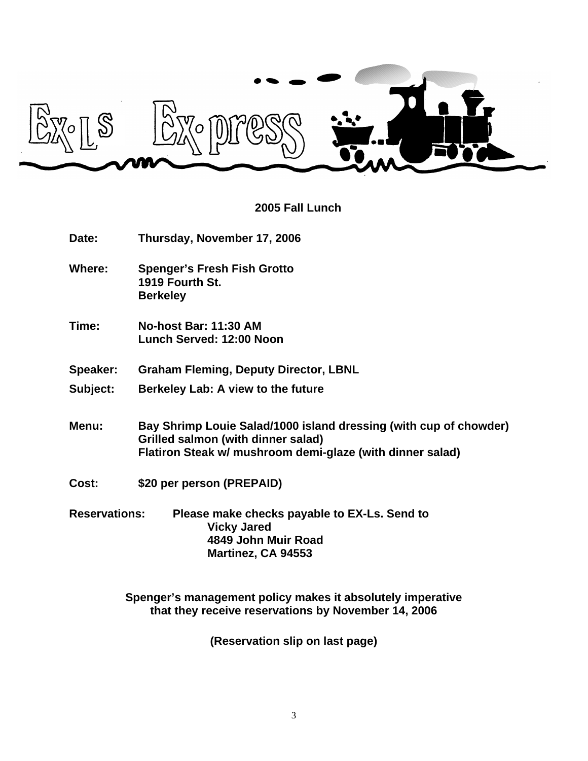**2005 Fall Lunch**

**Date:** Thursday, November 17, 2006

**Where:** Spenger's Fresh Fish Grotto
1919 Fourth St.
Berkeley

**Time:** No-host Bar: 11:30 AM
Lunch Served: 12:00 Noon

**Speaker:** Graham Fleming, Deputy Director, LBNL

**Subject:** Berkeley Lab: A view to the future

**Menu:** Bay Shrimp Louie Salad/1000 island dressing (with cup of chowder)
Grilled salmon (with dinner salad)
Flatiron Steak w/ mushroom demi-glaze (with dinner salad)

**Cost:** $20 per person (PREPAID)

**Reservations:** Please make checks payable to EX-Ls. Send to
Vicky Jared
4849 John Muir Road
Martinez, CA 94553

**Spenger's management policy makes it absolutely imperative that they receive reservations by November 14, 2006**

**(Reservation slip on last page)**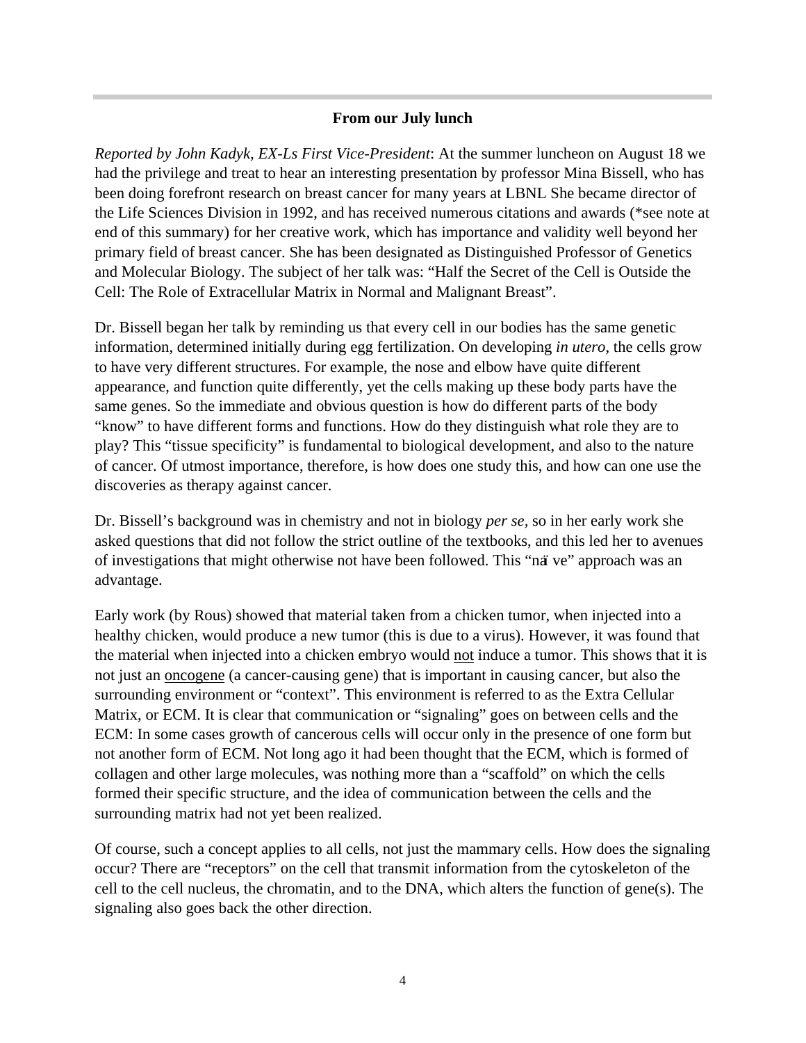### From our July lunch

*Reported by John Kadyk, EX-Ls First Vice-President*: At the summer luncheon on August 18 we had the privilege and treat to hear an interesting presentation by professor Mina Bissell, who has been doing forefront research on breast cancer for many years at LBNL She became director of the Life Sciences Division in 1992, and has received numerous citations and awards (*see note at end of this summary) for her creative work, which has importance and validity well beyond her primary field of breast cancer. She has been designated as Distinguished Professor of Genetics and Molecular Biology. The subject of her talk was: "Half the Secret of the Cell is Outside the Cell: The Role of Extracellular Matrix in Normal and Malignant Breast".

Dr. Bissell began her talk by reminding us that every cell in our bodies has the same genetic information, determined initially during egg fertilization. On developing *in utero*, the cells grow to have very different structures. For example, the nose and elbow have quite different appearance, and function quite differently, yet the cells making up these body parts have the same genes. So the immediate and obvious question is how do different parts of the body "know" to have different forms and functions. How do they distinguish what role they are to play? This "tissue specificity" is fundamental to biological development, and also to the nature of cancer. Of utmost importance, therefore, is how does one study this, and how can one use the discoveries as therapy against cancer.

Dr. Bissell's background was in chemistry and not in biology *per se*, so in her early work she asked questions that did not follow the strict outline of the textbooks, and this led her to avenues of investigations that might otherwise not have been followed. This "naïve" approach was an advantage.

Early work (by Rous) showed that material taken from a chicken tumor, when injected into a healthy chicken, would produce a new tumor (this is due to a virus). However, it was found that the material when injected into a chicken embryo would <u>not</u> induce a tumor. This shows that it is not just an <u>oncogene</u> (a cancer-causing gene) that is important in causing cancer, but also the surrounding environment or "context". This environment is referred to as the Extra Cellular Matrix, or ECM. It is clear that communication or "signaling" goes on between cells and the ECM: In some cases growth of cancerous cells will occur only in the presence of one form but not another form of ECM. Not long ago it had been thought that the ECM, which is formed of collagen and other large molecules, was nothing more than a "scaffold" on which the cells formed their specific structure, and the idea of communication between the cells and the surrounding matrix had not yet been realized.

Of course, such a concept applies to all cells, not just the mammary cells. How does the signaling occur? There are "receptors" on the cell that transmit information from the cytoskeleton of the cell to the cell nucleus, the chromatin, and to the DNA, which alters the function of gene(s). The signaling also goes back the other direction.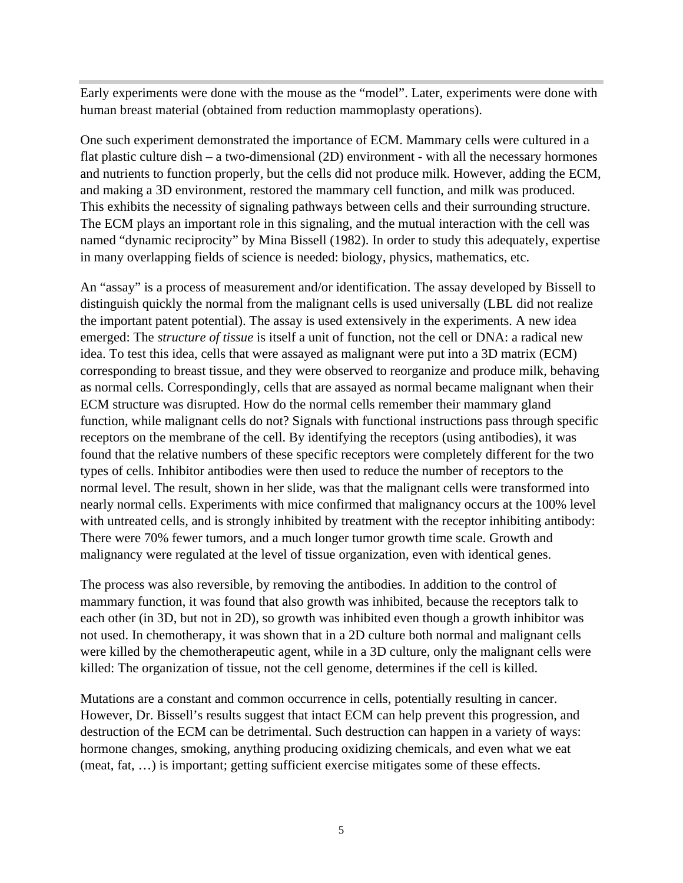Early experiments were done with the mouse as the "model". Later, experiments were done with human breast material (obtained from reduction mammoplasty operations).

One such experiment demonstrated the importance of ECM. Mammary cells were cultured in a flat plastic culture dish – a two-dimensional (2D) environment - with all the necessary hormones and nutrients to function properly, but the cells did not produce milk. However, adding the ECM, and making a 3D environment, restored the mammary cell function, and milk was produced. This exhibits the necessity of signaling pathways between cells and their surrounding structure. The ECM plays an important role in this signaling, and the mutual interaction with the cell was named "dynamic reciprocity" by Mina Bissell (1982). In order to study this adequately, expertise in many overlapping fields of science is needed: biology, physics, mathematics, etc.

An "assay" is a process of measurement and/or identification. The assay developed by Bissell to distinguish quickly the normal from the malignant cells is used universally (LBL did not realize the important patent potential). The assay is used extensively in the experiments. A new idea emerged: The *structure of tissue* is itself a unit of function, not the cell or DNA: a radical new idea. To test this idea, cells that were assayed as malignant were put into a 3D matrix (ECM) corresponding to breast tissue, and they were observed to reorganize and produce milk, behaving as normal cells. Correspondingly, cells that are assayed as normal became malignant when their ECM structure was disrupted. How do the normal cells remember their mammary gland function, while malignant cells do not? Signals with functional instructions pass through specific receptors on the membrane of the cell. By identifying the receptors (using antibodies), it was found that the relative numbers of these specific receptors were completely different for the two types of cells. Inhibitor antibodies were then used to reduce the number of receptors to the normal level. The result, shown in her slide, was that the malignant cells were transformed into nearly normal cells. Experiments with mice confirmed that malignancy occurs at the 100% level with untreated cells, and is strongly inhibited by treatment with the receptor inhibiting antibody: There were 70% fewer tumors, and a much longer tumor growth time scale. Growth and malignancy were regulated at the level of tissue organization, even with identical genes.

The process was also reversible, by removing the antibodies. In addition to the control of mammary function, it was found that also growth was inhibited, because the receptors talk to each other (in 3D, but not in 2D), so growth was inhibited even though a growth inhibitor was not used. In chemotherapy, it was shown that in a 2D culture both normal and malignant cells were killed by the chemotherapeutic agent, while in a 3D culture, only the malignant cells were killed: The organization of tissue, not the cell genome, determines if the cell is killed.

Mutations are a constant and common occurrence in cells, potentially resulting in cancer. However, Dr. Bissell's results suggest that intact ECM can help prevent this progression, and destruction of the ECM can be detrimental. Such destruction can happen in a variety of ways: hormone changes, smoking, anything producing oxidizing chemicals, and even what we eat (meat, fat, …) is important; getting sufficient exercise mitigates some of these effects.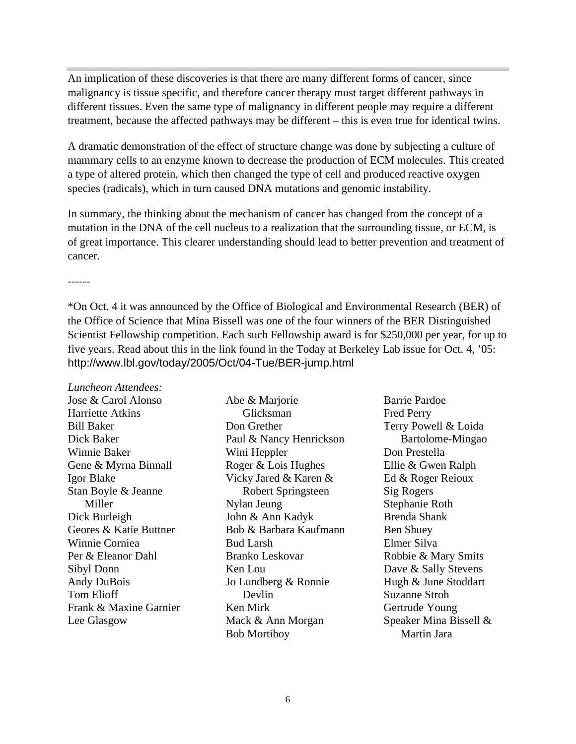An implication of these discoveries is that there are many different forms of cancer, since malignancy is tissue specific, and therefore cancer therapy must target different pathways in different tissues. Even the same type of malignancy in different people may require a different treatment, because the affected pathways may be different – this is even true for identical twins.

A dramatic demonstration of the effect of structure change was done by subjecting a culture of mammary cells to an enzyme known to decrease the production of ECM molecules. This created a type of altered protein, which then changed the type of cell and produced reactive oxygen species (radicals), which in turn caused DNA mutations and genomic instability.

In summary, the thinking about the mechanism of cancer has changed from the concept of a mutation in the DNA of the cell nucleus to a realization that the surrounding tissue, or ECM, is of great importance. This clearer understanding should lead to better prevention and treatment of cancer.

------

*On Oct. 4 it was announced by the Office of Biological and Environmental Research (BER) of the Office of Science that Mina Bissell was one of the four winners of the BER Distinguished Scientist Fellowship competition. Each such Fellowship award is for $250,000 per year, for up to five years. Read about this in the link found in the Today at Berkeley Lab issue for Oct. 4, '05: http://www.lbl.gov/today/2005/Oct/04-Tue/BER-jump.html

*Luncheon Attendees:*

Jose & Carol Alonso
Harriette Atkins
Bill Baker
Dick Baker
Winnie Baker
Gene & Myrna Binnall
Igor Blake
Stan Boyle & Jeanne Miller
Dick Burleigh
Geores & Katie Buttner
Winnie Corniea
Per & Eleanor Dahl
Sibyl Donn
Andy DuBois
Tom Elioff
Frank & Maxine Garnier
Lee Glasgow
Abe & Marjorie Glicksman
Don Grether
Paul & Nancy Henrickson
Wini Heppler
Roger & Lois Hughes
Vicky Jared & Karen & Robert Springsteen
Nylan Jeung
John & Ann Kadyk
Bob & Barbara Kaufmann
Bud Larsh
Branko Leskovar
Ken Lou
Jo Lundberg & Ronnie Devlin
Ken Mirk
Mack & Ann Morgan
Bob Mortiboy
Barrie Pardoe
Fred Perry
Terry Powell & Loida Bartolome-Mingao
Don Prestella
Ellie & Gwen Ralph
Ed & Roger Reioux
Sig Rogers
Stephanie Roth
Brenda Shank
Ben Shuey
Elmer Silva
Robbie & Mary Smits
Dave & Sally Stevens
Hugh & June Stoddart
Suzanne Stroh
Gertrude Young
Speaker Mina Bissell & Martin Jara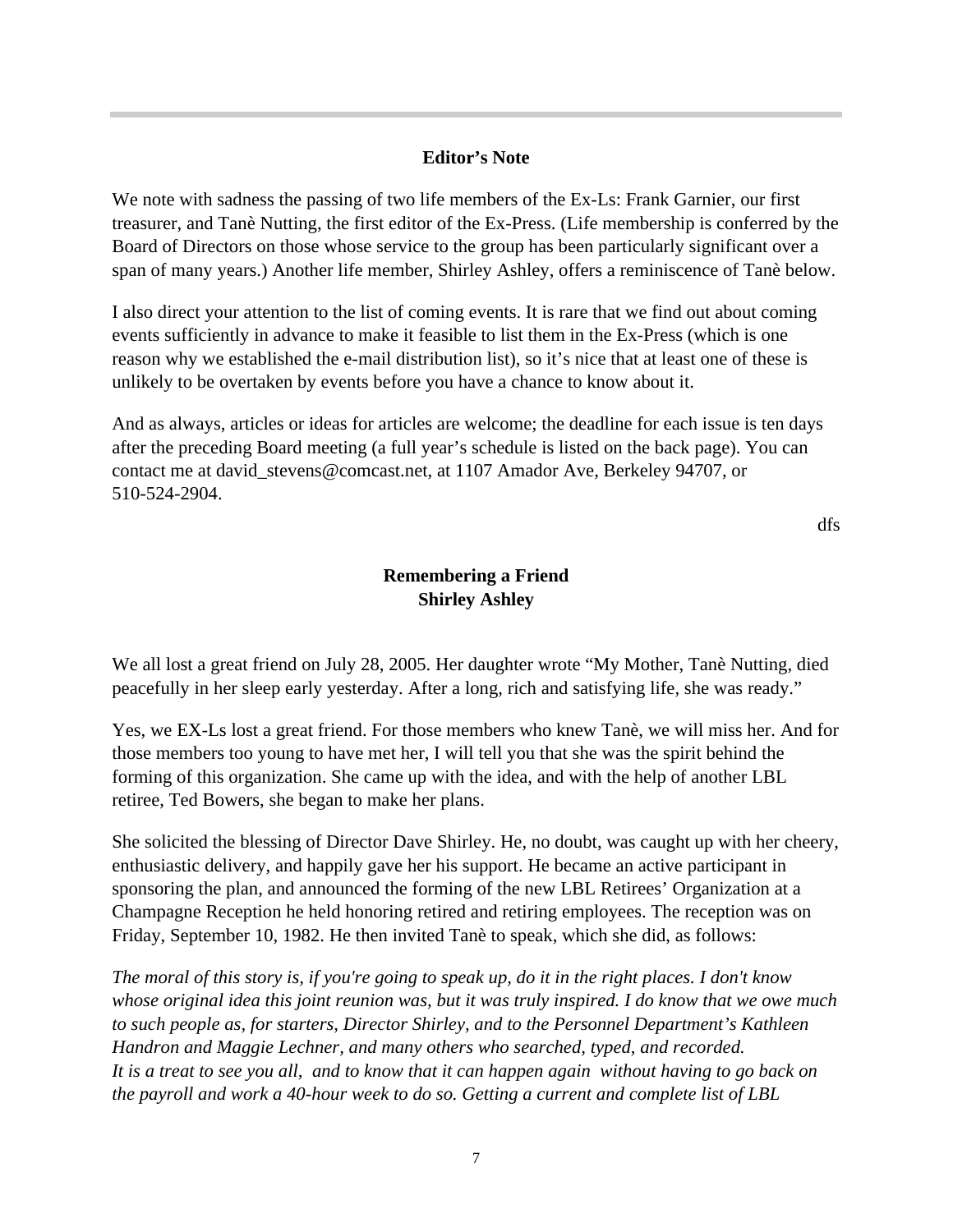## Editor's Note

We note with sadness the passing of two life members of the Ex-Ls: Frank Garnier, our first treasurer, and Tanè Nutting, the first editor of the Ex-Press. (Life membership is conferred by the Board of Directors on those whose service to the group has been particularly significant over a span of many years.) Another life member, Shirley Ashley, offers a reminiscence of Tanè below.

I also direct your attention to the list of coming events. It is rare that we find out about coming events sufficiently in advance to make it feasible to list them in the Ex-Press (which is one reason why we established the e-mail distribution list), so it's nice that at least one of these is unlikely to be overtaken by events before you have a chance to know about it.

And as always, articles or ideas for articles are welcome; the deadline for each issue is ten days after the preceding Board meeting (a full year's schedule is listed on the back page). You can contact me at david_stevens@comcast.net, at 1107 Amador Ave, Berkeley 94707, or 510-524-2904.

dfs

## Remembering a Friend
**Shirley Ashley**

We all lost a great friend on July 28, 2005. Her daughter wrote "My Mother, Tanè Nutting, died peacefully in her sleep early yesterday. After a long, rich and satisfying life, she was ready."

Yes, we EX-Ls lost a great friend. For those members who knew Tanè, we will miss her. And for those members too young to have met her, I will tell you that she was the spirit behind the forming of this organization. She came up with the idea, and with the help of another LBL retiree, Ted Bowers, she began to make her plans.

She solicited the blessing of Director Dave Shirley. He, no doubt, was caught up with her cheery, enthusiastic delivery, and happily gave her his support. He became an active participant in sponsoring the plan, and announced the forming of the new LBL Retirees' Organization at a Champagne Reception he held honoring retired and retiring employees. The reception was on Friday, September 10, 1982. He then invited Tanè to speak, which she did, as follows:

*The moral of this story is, if you're going to speak up, do it in the right places. I don't know whose original idea this joint reunion was, but it was truly inspired. I do know that we owe much to such people as, for starters, Director Shirley, and to the Personnel Department's Kathleen Handron and Maggie Lechner, and many others who searched, typed, and recorded. It is a treat to see you all, and to know that it can happen again without having to go back on the payroll and work a 40-hour week to do so. Getting a current and complete list of LBL*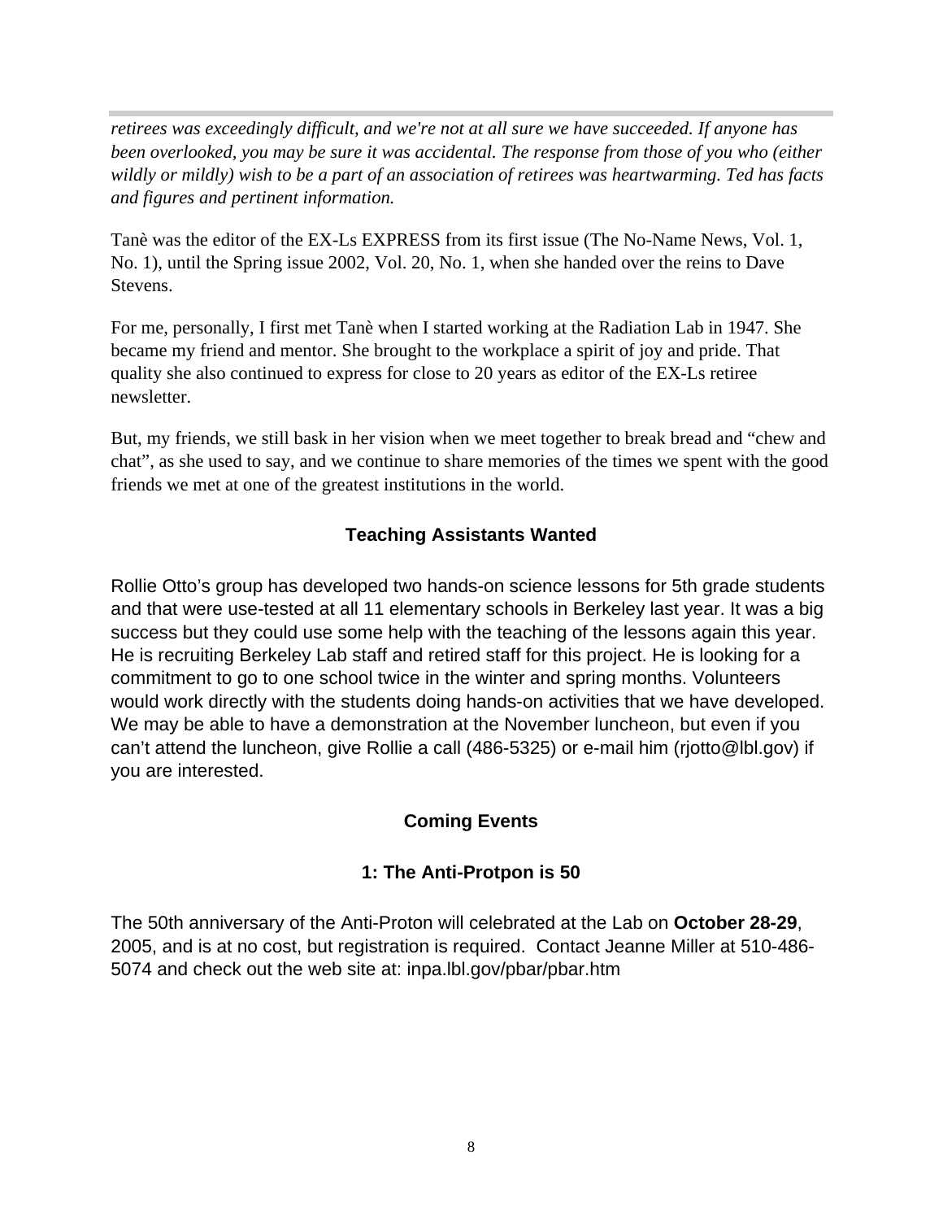*retirees was exceedingly difficult, and we're not at all sure we have succeeded. If anyone has been overlooked, you may be sure it was accidental. The response from those of you who (either wildly or mildly) wish to be a part of an association of retirees was heartwarming. Ted has facts and figures and pertinent information.*

Tanè was the editor of the EX-Ls EXPRESS from its first issue (The No-Name News, Vol. 1, No. 1), until the Spring issue 2002, Vol. 20, No. 1, when she handed over the reins to Dave Stevens.

For me, personally, I first met Tanè when I started working at the Radiation Lab in 1947. She became my friend and mentor. She brought to the workplace a spirit of joy and pride. That quality she also continued to express for close to 20 years as editor of the EX-Ls retiree newsletter.

But, my friends, we still bask in her vision when we meet together to break bread and "chew and chat", as she used to say, and we continue to share memories of the times we spent with the good friends we met at one of the greatest institutions in the world.

## Teaching Assistants Wanted

Rollie Otto's group has developed two hands-on science lessons for 5th grade students and that were use-tested at all 11 elementary schools in Berkeley last year. It was a big success but they could use some help with the teaching of the lessons again this year. He is recruiting Berkeley Lab staff and retired staff for this project. He is looking for a commitment to go to one school twice in the winter and spring months. Volunteers would work directly with the students doing hands-on activities that we have developed. We may be able to have a demonstration at the November luncheon, but even if you can't attend the luncheon, give Rollie a call (486-5325) or e-mail him (rjotto@lbl.gov) if you are interested.

## Coming Events

### 1: The Anti-Protpon is 50

The 50th anniversary of the Anti-Proton will celebrated at the Lab on **October 28-29**, 2005, and is at no cost, but registration is required. Contact Jeanne Miller at 510-486-5074 and check out the web site at: inpa.lbl.gov/pbar/pbar.htm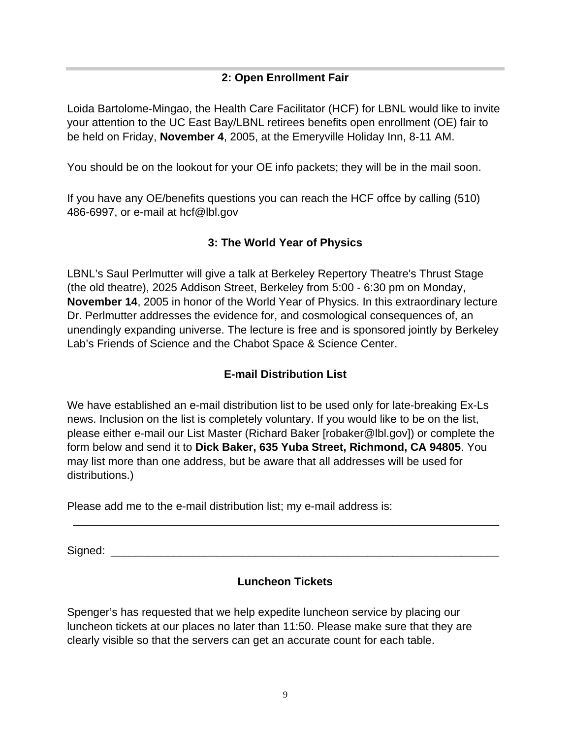## 2: Open Enrollment Fair

Loida Bartolome-Mingao, the Health Care Facilitator (HCF) for LBNL would like to invite your attention to the UC East Bay/LBNL retirees benefits open enrollment (OE) fair to be held on Friday, **November 4**, 2005, at the Emeryville Holiday Inn, 8-11 AM.

You should be on the lookout for your OE info packets; they will be in the mail soon.

If you have any OE/benefits questions you can reach the HCF offce by calling (510) 486-6997, or e-mail at hcf@lbl.gov

## 3: The World Year of Physics

LBNL's Saul Perlmutter will give a talk at Berkeley Repertory Theatre's Thrust Stage (the old theatre), 2025 Addison Street, Berkeley from 5:00 - 6:30 pm on Monday, **November 14**, 2005 in honor of the World Year of Physics. In this extraordinary lecture Dr. Perlmutter addresses the evidence for, and cosmological consequences of, an unendingly expanding universe. The lecture is free and is sponsored jointly by Berkeley Lab's Friends of Science and the Chabot Space & Science Center.

## E-mail Distribution List

We have established an e-mail distribution list to be used only for late-breaking Ex-Ls news. Inclusion on the list is completely voluntary. If you would like to be on the list, please either e-mail our List Master (Richard Baker [robaker@lbl.gov]) or complete the form below and send it to **Dick Baker, 635 Yuba Street, Richmond, CA 94805**. You may list more than one address, but be aware that all addresses will be used for distributions.)

Please add me to the e-mail distribution list; my e-mail address is:

______________________________________________________________________

Signed: _______________________________________________________________

## Luncheon Tickets

Spenger's has requested that we help expedite luncheon service by placing our luncheon tickets at our places no later than 11:50. Please make sure that they are clearly visible so that the servers can get an accurate count for each table.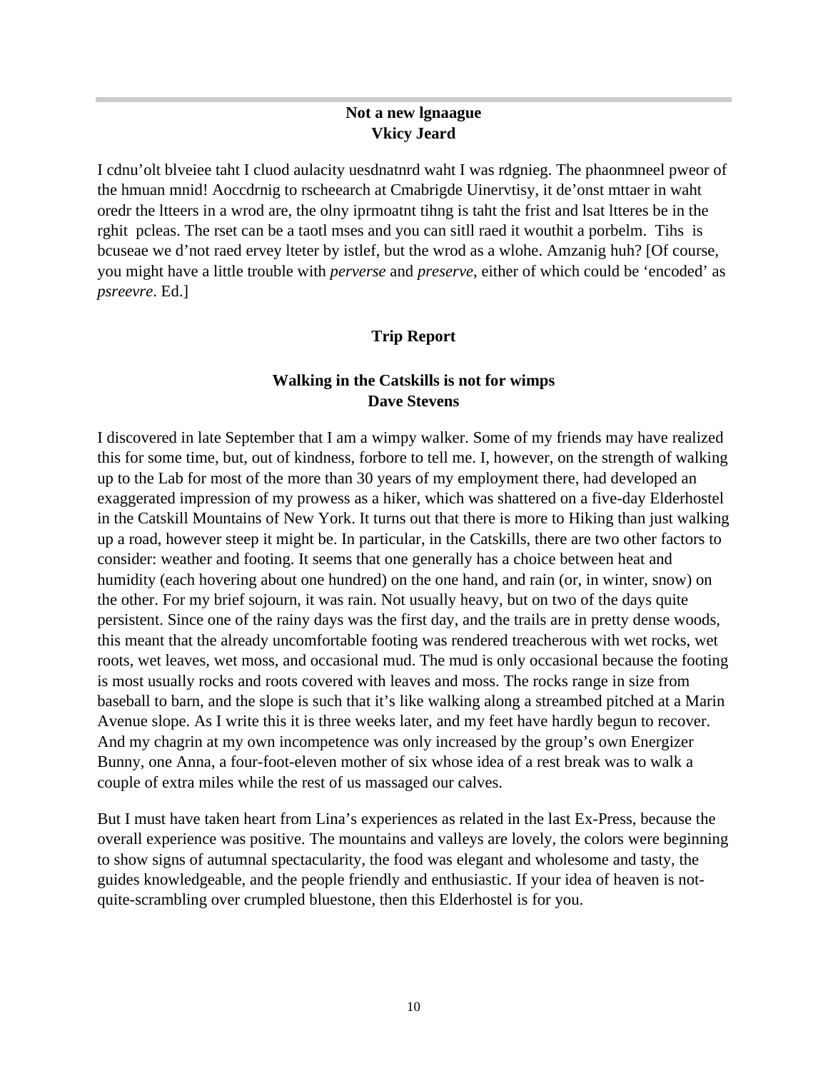**Not a new lgnaague**
**Vkicy Jeard**

I cdnu'olt blveiee taht I cluod aulacity uesdnatnrd waht I was rdgnieg. The phaonmneel pweor of the hmuan mnid! Aoccdrnig to rscheearch at Cmabrigde Uinervtisy, it de'onst mttaer in waht oredr the ltteers in a wrod are, the olny iprmoatnt tihng is taht the frist and lsat ltteres be in the rghit pcleas. The rset can be a taotl mses and you can sitll raed it wouthit a porbelm. Tihs is bcuseae we d'not raed ervey lteter by istlef, but the wrod as a wlohe. Amzanig huh? [Of course, you might have a little trouble with *perverse* and *preserve*, either of which could be 'encoded' as *psreevre*. Ed.]

## Trip Report

**Walking in the Catskills is not for wimps**
**Dave Stevens**

I discovered in late September that I am a wimpy walker. Some of my friends may have realized this for some time, but, out of kindness, forbore to tell me. I, however, on the strength of walking up to the Lab for most of the more than 30 years of my employment there, had developed an exaggerated impression of my prowess as a hiker, which was shattered on a five-day Elderhostel in the Catskill Mountains of New York. It turns out that there is more to Hiking than just walking up a road, however steep it might be. In particular, in the Catskills, there are two other factors to consider: weather and footing. It seems that one generally has a choice between heat and humidity (each hovering about one hundred) on the one hand, and rain (or, in winter, snow) on the other. For my brief sojourn, it was rain. Not usually heavy, but on two of the days quite persistent. Since one of the rainy days was the first day, and the trails are in pretty dense woods, this meant that the already uncomfortable footing was rendered treacherous with wet rocks, wet roots, wet leaves, wet moss, and occasional mud. The mud is only occasional because the footing is most usually rocks and roots covered with leaves and moss. The rocks range in size from baseball to barn, and the slope is such that it's like walking along a streambed pitched at a Marin Avenue slope. As I write this it is three weeks later, and my feet have hardly begun to recover. And my chagrin at my own incompetence was only increased by the group's own Energizer Bunny, one Anna, a four-foot-eleven mother of six whose idea of a rest break was to walk a couple of extra miles while the rest of us massaged our calves.

But I must have taken heart from Lina's experiences as related in the last Ex-Press, because the overall experience was positive. The mountains and valleys are lovely, the colors were beginning to show signs of autumnal spectacularity, the food was elegant and wholesome and tasty, the guides knowledgeable, and the people friendly and enthusiastic. If your idea of heaven is not-quite-scrambling over crumpled bluestone, then this Elderhostel is for you.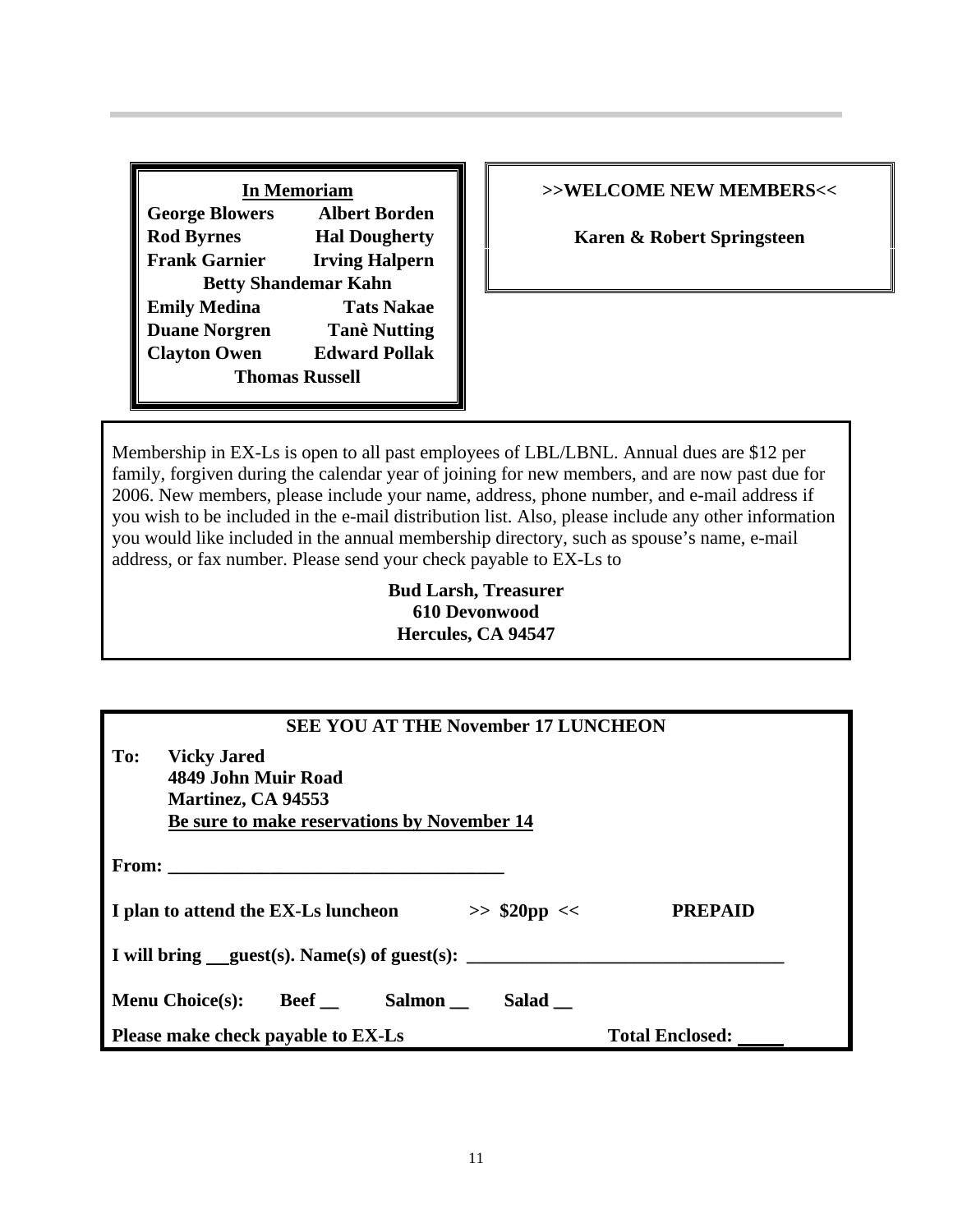## In Memoriam

| | |
|---|---|
| **George Blowers** | **Albert Borden** |
| **Rod Byrnes** | **Hal Dougherty** |
| **Frank Garnier** | **Irving Halpern** |
| **Betty Shandemar Kahn** | |
| **Emily Medina** | **Tats Nakae** |
| **Duane Norgren** | **Tanè Nutting** |
| **Clayton Owen** | **Edward Pollak** |
| **Thomas Russell** | |

## >>WELCOME NEW MEMBERS<<

**Karen & Robert Springsteen**

Membership in EX-Ls is open to all past employees of LBL/LBNL. Annual dues are $12 per family, forgiven during the calendar year of joining for new members, and are now past due for 2006. New members, please include your name, address, phone number, and e-mail address if you wish to be included in the e-mail distribution list. Also, please include any other information you would like included in the annual membership directory, such as spouse's name, e-mail address, or fax number. Please send your check payable to EX-Ls to

**Bud Larsh, Treasurer**
**610 Devonwood**
**Hercules, CA 94547**

## SEE YOU AT THE November 17 LUNCHEON

**To: Vicky Jared**
**4849 John Muir Road**
**Martinez, CA 94553**
**Be sure to make reservations by November 14**

**From: ___________________________________**

**I plan to attend the EX-Ls luncheon >> $20pp << PREPAID**

**I will bring __guest(s). Name(s) of guest(s): _______________________________**

**Menu Choice(s): Beef __ Salmon __ Salad __**

**Please make check payable to EX-Ls Total Enclosed: _____**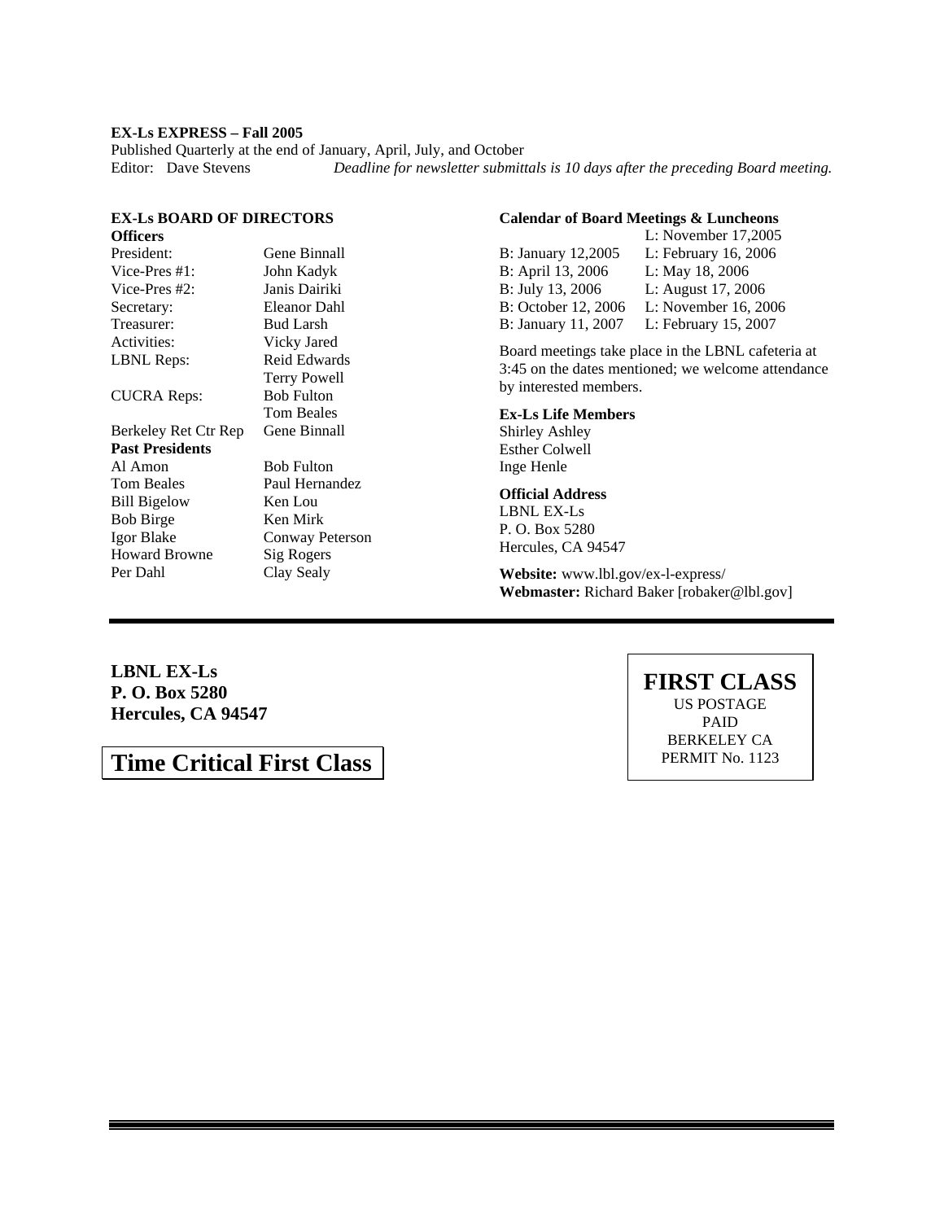**EX-Ls EXPRESS – Fall 2005**

Published Quarterly at the end of January, April, July, and October

Editor: Dave Stevens *Deadline for newsletter submittals is 10 days after the preceding Board meeting.*

**EX-Ls BOARD OF DIRECTORS**

**Officers**

| | |
|---|---|
| President: | Gene Binnall |
| Vice-Pres #1: | John Kadyk |
| Vice-Pres #2: | Janis Dairiki |
| Secretary: | Eleanor Dahl |
| Treasurer: | Bud Larsh |
| Activities: | Vicky Jared |
| LBNL Reps: | Reid Edwards |
| | Terry Powell |
| CUCRA Reps: | Bob Fulton |
| | Tom Beales |
| Berkeley Ret Ctr Rep | Gene Binnall |

**Past Presidents**

| | |
|---|---|
| Al Amon | Bob Fulton |
| Tom Beales | Paul Hernandez |
| Bill Bigelow | Ken Lou |
| Bob Birge | Ken Mirk |
| Igor Blake | Conway Peterson |
| Howard Browne | Sig Rogers |
| Per Dahl | Clay Sealy |

**Calendar of Board Meetings & Luncheons**

| | |
|---|---|
| | L: November 17,2005 |
| B: January 12,2005 | L: February 16, 2006 |
| B: April 13, 2006 | L: May 18, 2006 |
| B: July 13, 2006 | L: August 17, 2006 |
| B: October 12, 2006 | L: November 16, 2006 |
| B: January 11, 2007 | L: February 15, 2007 |

Board meetings take place in the LBNL cafeteria at 3:45 on the dates mentioned; we welcome attendance by interested members.

**Ex-Ls Life Members**

Shirley Ashley
Esther Colwell
Inge Henle

**Official Address**

LBNL EX-Ls
P. O. Box 5280
Hercules, CA 94547

**Website:** www.lbl.gov/ex-l-express/
**Webmaster:** Richard Baker [robaker@lbl.gov]

---

**LBNL EX-Ls**
**P. O. Box 5280**
**Hercules, CA 94547**

**Time Critical First Class**

**FIRST CLASS**
US POSTAGE
PAID
BERKELEY CA
PERMIT No. 1123